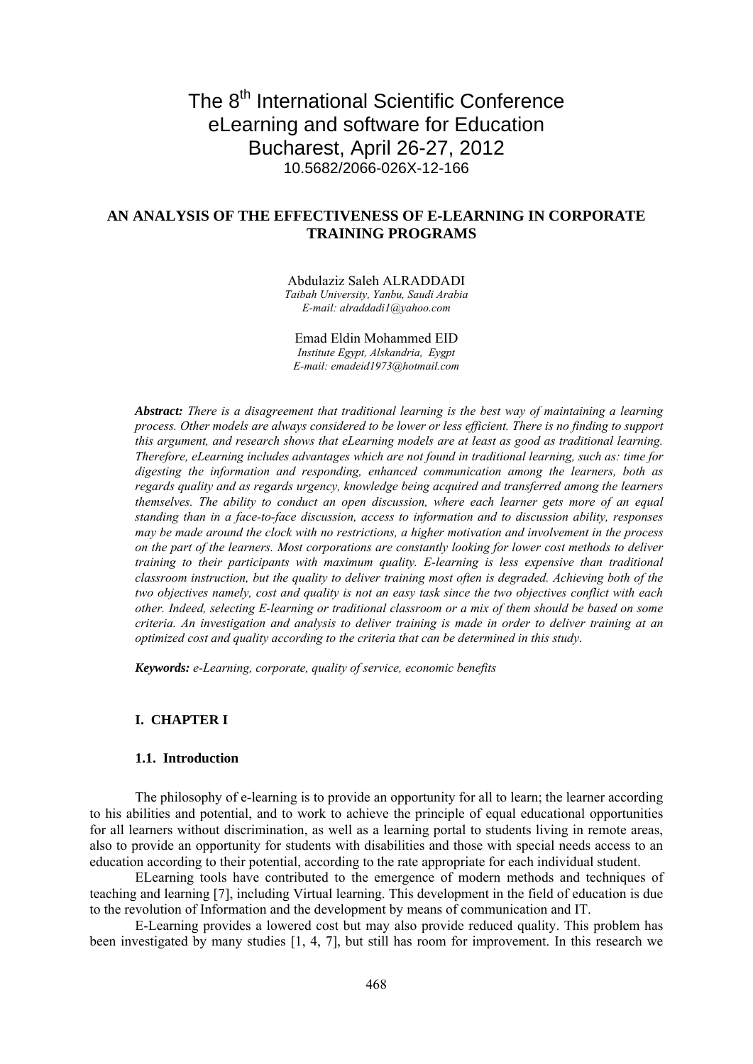The 8[th] International Scientific Conference
eLearning and software for Education
Bucharest, April 26-27, 2012
10.5682/2066-026X-12-166

# AN ANALYSIS OF THE EFFECTIVENESS OF E-LEARNING IN CORPORATE TRAINING PROGRAMS

Abdulaziz Saleh ALRADDADI
*Taibah University, Yanbu, Saudi Arabia*
*E-mail: alraddadi1@yahoo.com*

Emad Eldin Mohammed EID
*Institute Egypt, Alskandria, Eygpt*
*E-mail: emadeid1973@hotmail.com*

***Abstract:*** *There is a disagreement that traditional learning is the best way of maintaining a learning process. Other models are always considered to be lower or less efficient. There is no finding to support this argument, and research shows that eLearning models are at least as good as traditional learning. Therefore, eLearning includes advantages which are not found in traditional learning, such as: time for digesting the information and responding, enhanced communication among the learners, both as regards quality and as regards urgency, knowledge being acquired and transferred among the learners themselves. The ability to conduct an open discussion, where each learner gets more of an equal standing than in a face-to-face discussion, access to information and to discussion ability, responses may be made around the clock with no restrictions, a higher motivation and involvement in the process on the part of the learners. Most corporations are constantly looking for lower cost methods to deliver training to their participants with maximum quality. E-learning is less expensive than traditional classroom instruction, but the quality to deliver training most often is degraded. Achieving both of the two objectives namely, cost and quality is not an easy task since the two objectives conflict with each other. Indeed, selecting E-learning or traditional classroom or a mix of them should be based on some criteria. An investigation and analysis to deliver training is made in order to deliver training at an optimized cost and quality according to the criteria that can be determined in this study.*

***Keywords:*** *e-Learning, corporate, quality of service, economic benefits*

## I. CHAPTER I

### 1.1. Introduction

The philosophy of e-learning is to provide an opportunity for all to learn; the learner according to his abilities and potential, and to work to achieve the principle of equal educational opportunities for all learners without discrimination, as well as a learning portal to students living in remote areas, also to provide an opportunity for students with disabilities and those with special needs access to an education according to their potential, according to the rate appropriate for each individual student.

ELearning tools have contributed to the emergence of modern methods and techniques of teaching and learning [7], including Virtual learning. This development in the field of education is due to the revolution of Information and the development by means of communication and IT.

E-Learning provides a lowered cost but may also provide reduced quality. This problem has been investigated by many studies [1, 4, 7], but still has room for improvement. In this research we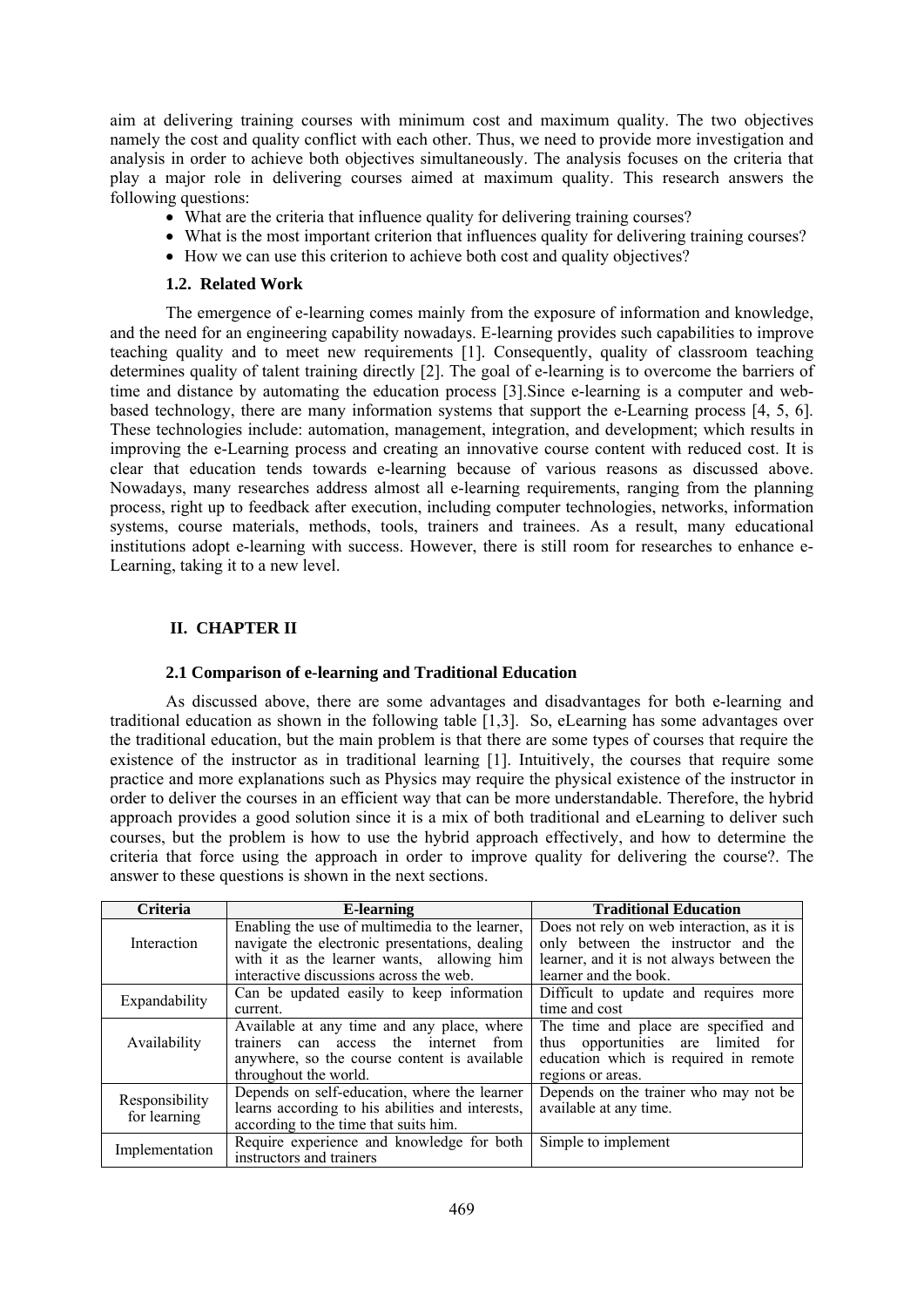aim at delivering training courses with minimum cost and maximum quality. The two objectives namely the cost and quality conflict with each other. Thus, we need to provide more investigation and analysis in order to achieve both objectives simultaneously. The analysis focuses on the criteria that play a major role in delivering courses aimed at maximum quality. This research answers the following questions:

- What are the criteria that influence quality for delivering training courses?
- What is the most important criterion that influences quality for delivering training courses?
- How we can use this criterion to achieve both cost and quality objectives?

### 1.2. Related Work

The emergence of e-learning comes mainly from the exposure of information and knowledge, and the need for an engineering capability nowadays. E-learning provides such capabilities to improve teaching quality and to meet new requirements [1]. Consequently, quality of classroom teaching determines quality of talent training directly [2]. The goal of e-learning is to overcome the barriers of time and distance by automating the education process [3].Since e-learning is a computer and web-based technology, there are many information systems that support the e-Learning process [4, 5, 6]. These technologies include: automation, management, integration, and development; which results in improving the e-Learning process and creating an innovative course content with reduced cost. It is clear that education tends towards e-learning because of various reasons as discussed above. Nowadays, many researches address almost all e-learning requirements, ranging from the planning process, right up to feedback after execution, including computer technologies, networks, information systems, course materials, methods, tools, trainers and trainees. As a result, many educational institutions adopt e-learning with success. However, there is still room for researches to enhance e-Learning, taking it to a new level.

## II. CHAPTER II

### 2.1 Comparison of e-learning and Traditional Education

As discussed above, there are some advantages and disadvantages for both e-learning and traditional education as shown in the following table [1,3]. So, eLearning has some advantages over the traditional education, but the main problem is that there are some types of courses that require the existence of the instructor as in traditional learning [1]. Intuitively, the courses that require some practice and more explanations such as Physics may require the physical existence of the instructor in order to deliver the courses in an efficient way that can be more understandable. Therefore, the hybrid approach provides a good solution since it is a mix of both traditional and eLearning to deliver such courses, but the problem is how to use the hybrid approach effectively, and how to determine the criteria that force using the approach in order to improve quality for delivering the course?. The answer to these questions is shown in the next sections.

| Criteria | E-learning | Traditional Education |
|---|---|---|
| Interaction | Enabling the use of multimedia to the learner, navigate the electronic presentations, dealing with it as the learner wants, allowing him interactive discussions across the web. | Does not rely on web interaction, as it is only between the instructor and the learner, and it is not always between the learner and the book. |
| Expandability | Can be updated easily to keep information current. | Difficult to update and requires more time and cost |
| Availability | Available at any time and any place, where trainers can access the internet from anywhere, so the course content is available throughout the world. | The time and place are specified and thus opportunities are limited for education which is required in remote regions or areas. |
| Responsibility for learning | Depends on self-education, where the learner learns according to his abilities and interests, according to the time that suits him. | Depends on the trainer who may not be available at any time. |
| Implementation | Require experience and knowledge for both instructors and trainers | Simple to implement |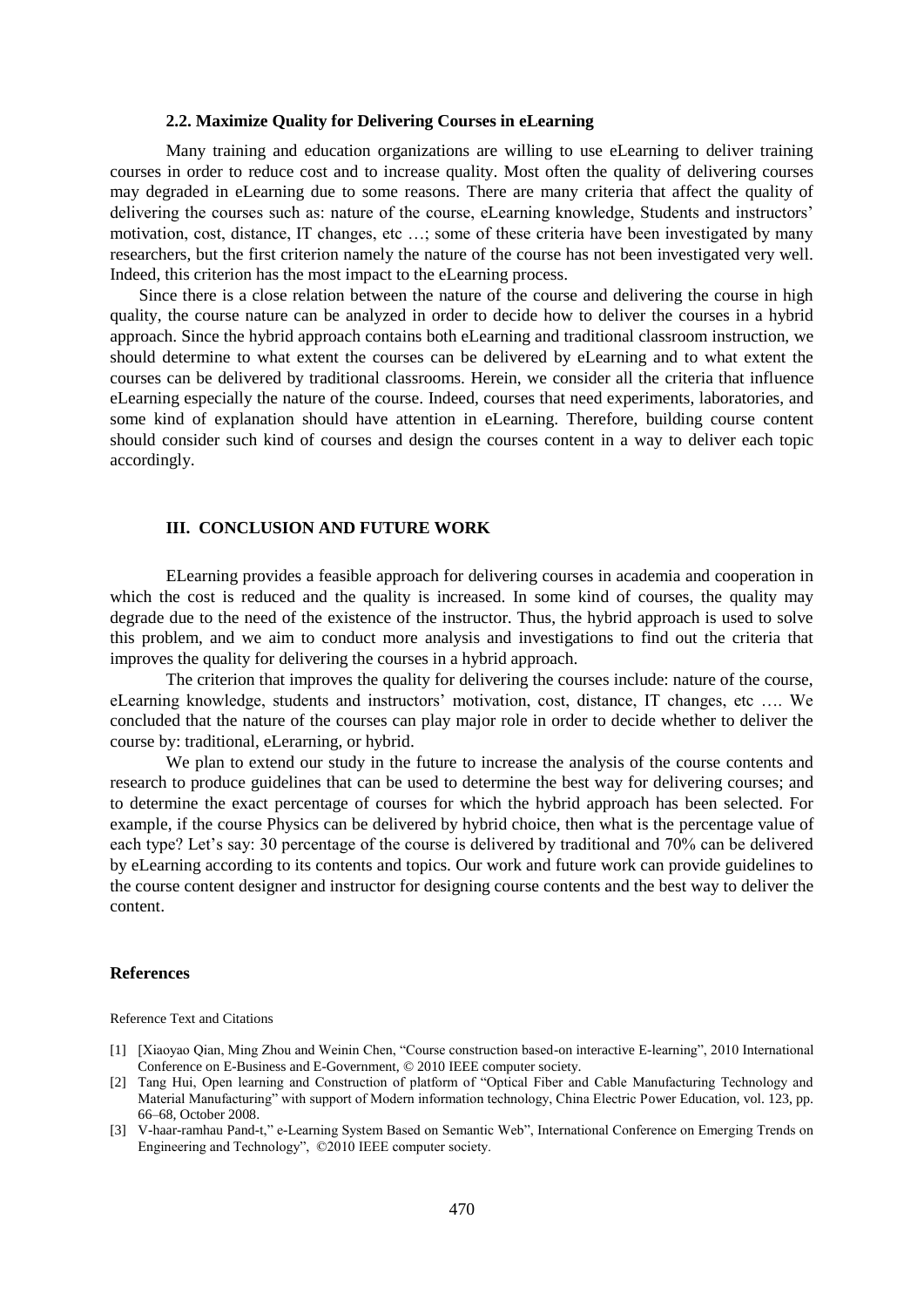### 2.2. Maximize Quality for Delivering Courses in eLearning

Many training and education organizations are willing to use eLearning to deliver training courses in order to reduce cost and to increase quality. Most often the quality of delivering courses may degraded in eLearning due to some reasons. There are many criteria that affect the quality of delivering the courses such as: nature of the course, eLearning knowledge, Students and instructors' motivation, cost, distance, IT changes, etc …; some of these criteria have been investigated by many researchers, but the first criterion namely the nature of the course has not been investigated very well. Indeed, this criterion has the most impact to the eLearning process.

Since there is a close relation between the nature of the course and delivering the course in high quality, the course nature can be analyzed in order to decide how to deliver the courses in a hybrid approach. Since the hybrid approach contains both eLearning and traditional classroom instruction, we should determine to what extent the courses can be delivered by eLearning and to what extent the courses can be delivered by traditional classrooms. Herein, we consider all the criteria that influence eLearning especially the nature of the course. Indeed, courses that need experiments, laboratories, and some kind of explanation should have attention in eLearning. Therefore, building course content should consider such kind of courses and design the courses content in a way to deliver each topic accordingly.

## III. CONCLUSION AND FUTURE WORK

ELearning provides a feasible approach for delivering courses in academia and cooperation in which the cost is reduced and the quality is increased. In some kind of courses, the quality may degrade due to the need of the existence of the instructor. Thus, the hybrid approach is used to solve this problem, and we aim to conduct more analysis and investigations to find out the criteria that improves the quality for delivering the courses in a hybrid approach.

The criterion that improves the quality for delivering the courses include: nature of the course, eLearning knowledge, students and instructors' motivation, cost, distance, IT changes, etc …. We concluded that the nature of the courses can play major role in order to decide whether to deliver the course by: traditional, eLerarning, or hybrid.

We plan to extend our study in the future to increase the analysis of the course contents and research to produce guidelines that can be used to determine the best way for delivering courses; and to determine the exact percentage of courses for which the hybrid approach has been selected. For example, if the course Physics can be delivered by hybrid choice, then what is the percentage value of each type? Let's say: 30 percentage of the course is delivered by traditional and 70% can be delivered by eLearning according to its contents and topics. Our work and future work can provide guidelines to the course content designer and instructor for designing course contents and the best way to deliver the content.

### References

Reference Text and Citations

[1] [Xiaoyao Qian, Ming Zhou and Weinin Chen, "Course construction based-on interactive E-learning", 2010 International Conference on E-Business and E-Government, © 2010 IEEE computer society.

[2] Tang Hui, Open learning and Construction of platform of "Optical Fiber and Cable Manufacturing Technology and Material Manufacturing" with support of Modern information technology, China Electric Power Education, vol. 123, pp. 66–68, October 2008.

[3] V-haar-ramhau Pand-t," e-Learning System Based on Semantic Web", International Conference on Emerging Trends on Engineering and Technology", ©2010 IEEE computer society.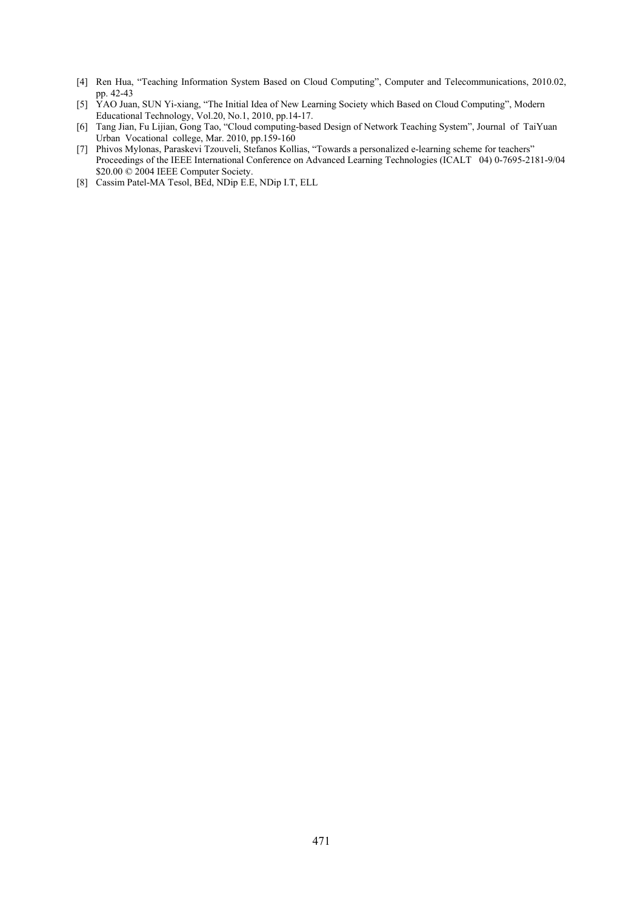[4] Ren Hua, "Teaching Information System Based on Cloud Computing", Computer and Telecommunications, 2010.02, pp. 42-43

[5] YAO Juan, SUN Yi-xiang, "The Initial Idea of New Learning Society which Based on Cloud Computing", Modern Educational Technology, Vol.20, No.1, 2010, pp.14-17.

[6] Tang Jian, Fu Lijian, Gong Tao, "Cloud computing-based Design of Network Teaching System", Journal of TaiYuan Urban Vocational college, Mar. 2010, pp.159-160

[7] Phivos Mylonas, Paraskevi Tzouveli, Stefanos Kollias, "Towards a personalized e-learning scheme for teachers" Proceedings of the IEEE International Conference on Advanced Learning Technologies (ICALT 04) 0-7695-2181-9/04 $20.00 © 2004 IEEE Computer Society.

[8] Cassim Patel-MA Tesol, BEd, NDip E.E, NDip I.T, ELL